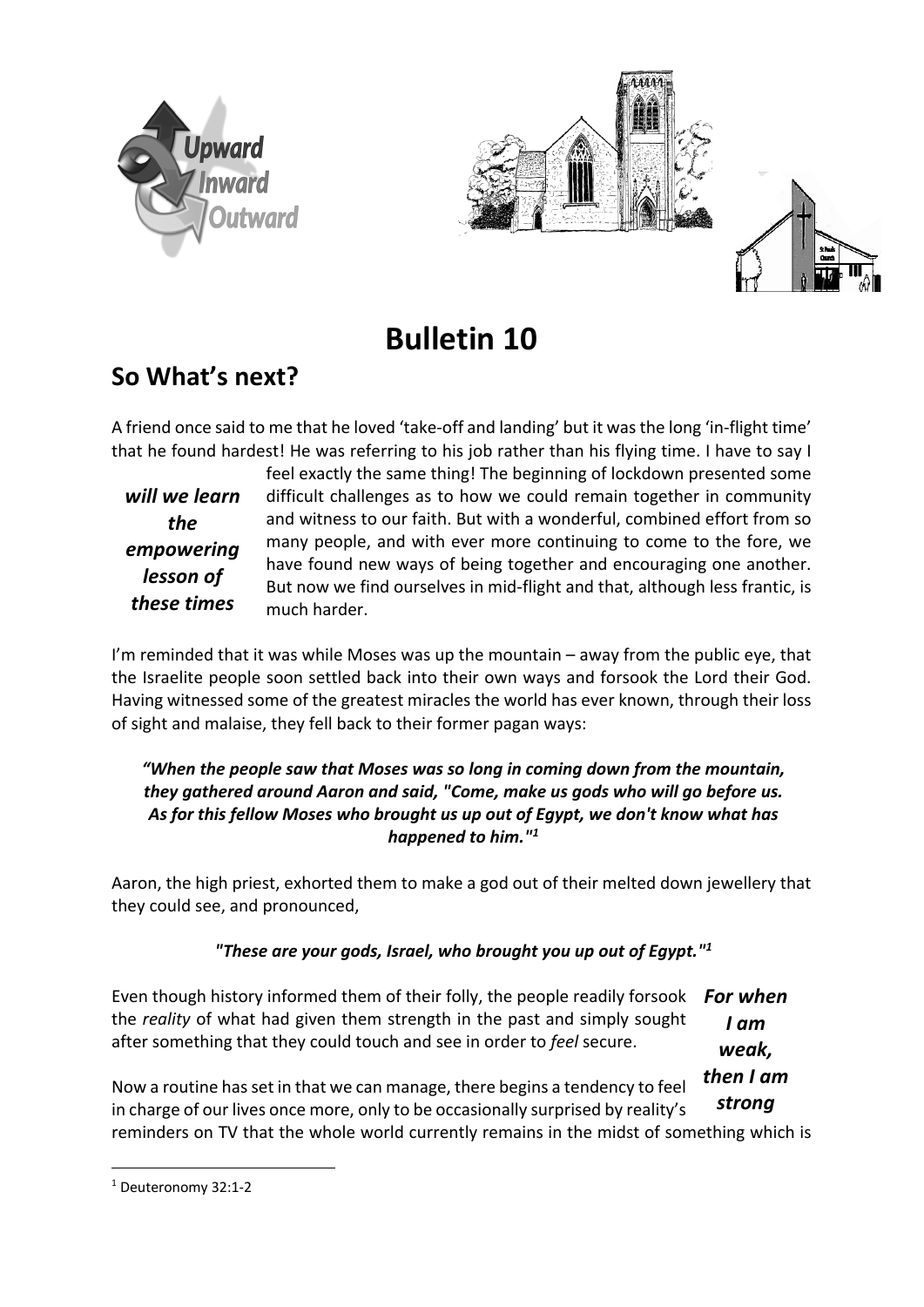# Bulletin 10

## So What's next?

A friend once said to me that he loved 'take-off and landing' but it was the long 'in-flight time' that he found hardest! He was referring to his job rather than his flying time. I have to say I feel exactly the same thing! The beginning of lockdown presented some difficult challenges as to how we could remain together in community and witness to our faith. But with a wonderful, combined effort from so many people, and with ever more continuing to come to the fore, we have found new ways of being together and encouraging one another. But now we find ourselves in mid-flight and that, although less frantic, is much harder.

***will we learn the empowering lesson of these times***

I'm reminded that it was while Moses was up the mountain – away from the public eye, that the Israelite people soon settled back into their own ways and forsook the Lord their God. Having witnessed some of the greatest miracles the world has ever known, through their loss of sight and malaise, they fell back to their former pagan ways:

***"When the people saw that Moses was so long in coming down from the mountain, they gathered around Aaron and said, "Come, make us gods who will go before us. As for this fellow Moses who brought us up out of Egypt, we don't know what has happened to him."[1]***

Aaron, the high priest, exhorted them to make a god out of their melted down jewellery that they could see, and pronounced,

***"These are your gods, Israel, who brought you up out of Egypt."[1]***

Even though history informed them of their folly, the people readily forsook the *reality* of what had given them strength in the past and simply sought after something that they could touch and see in order to *feel* secure.

***For when I am weak, then I am strong***

Now a routine has set in that we can manage, there begins a tendency to feel in charge of our lives once more, only to be occasionally surprised by reality's reminders on TV that the whole world currently remains in the midst of something which is

[1] Deuteronomy 32:1-2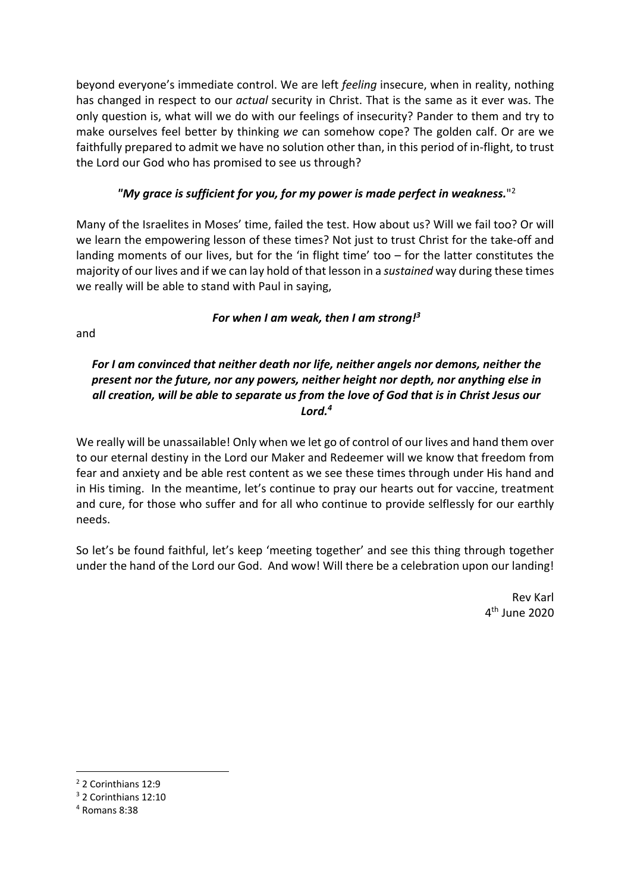beyond everyone's immediate control. We are left *feeling* insecure, when in reality, nothing has changed in respect to our *actual* security in Christ. That is the same as it ever was. The only question is, what will we do with our feelings of insecurity? Pander to them and try to make ourselves feel better by thinking *we* can somehow cope? The golden calf. Or are we faithfully prepared to admit we have no solution other than, in this period of in-flight, to trust the Lord our God who has promised to see us through?

***"My grace is sufficient for you, for my power is made perfect in weakness."***[2]

Many of the Israelites in Moses' time, failed the test. How about us? Will we fail too? Or will we learn the empowering lesson of these times? Not just to trust Christ for the take-off and landing moments of our lives, but for the 'in flight time' too – for the latter constitutes the majority of our lives and if we can lay hold of that lesson in a *sustained* way during these times we really will be able to stand with Paul in saying,

***For when I am weak, then I am strong!***[3]

and

***For I am convinced that neither death nor life, neither angels nor demons, neither the present nor the future, nor any powers, neither height nor depth, nor anything else in all creation, will be able to separate us from the love of God that is in Christ Jesus our Lord.***[4]

We really will be unassailable! Only when we let go of control of our lives and hand them over to our eternal destiny in the Lord our Maker and Redeemer will we know that freedom from fear and anxiety and be able rest content as we see these times through under His hand and in His timing. In the meantime, let's continue to pray our hearts out for vaccine, treatment and cure, for those who suffer and for all who continue to provide selflessly for our earthly needs.

So let's be found faithful, let's keep 'meeting together' and see this thing through together under the hand of the Lord our God. And wow! Will there be a celebration upon our landing!

Rev Karl
4th June 2020

---

[2] 2 Corinthians 12:9

[3] 2 Corinthians 12:10

[4] Romans 8:38